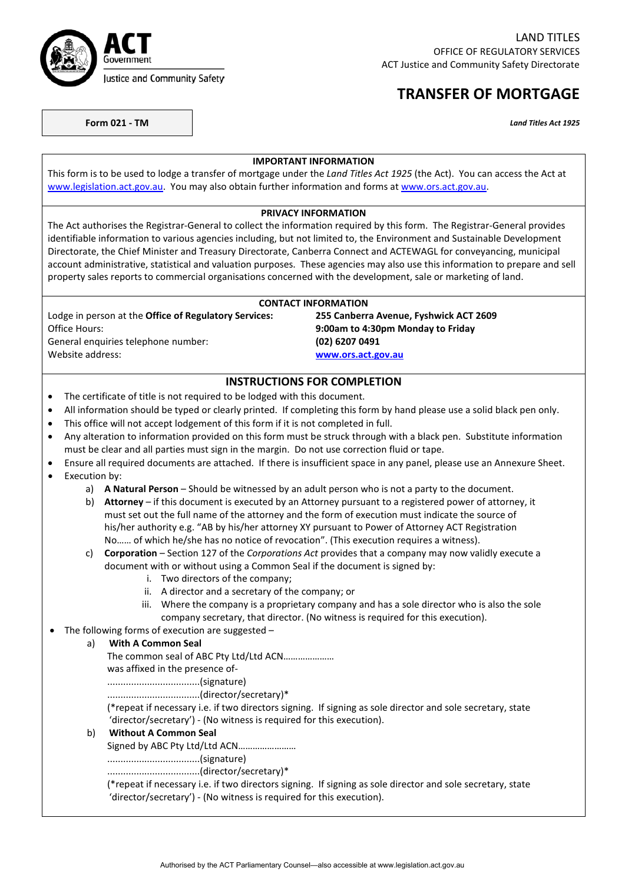ACT Government
Justice and Community Safety

LAND TITLES
OFFICE OF REGULATORY SERVICES
ACT Justice and Community Safety Directorate

# TRANSFER OF MORTGAGE

**Form 021 - TM**

***Land Titles Act 1925***

## IMPORTANT INFORMATION

This form is to be used to lodge a transfer of mortgage under the *Land Titles Act 1925* (the Act). You can access the Act at www.legislation.act.gov.au. You may also obtain further information and forms at www.ors.act.gov.au.

## PRIVACY INFORMATION

The Act authorises the Registrar-General to collect the information required by this form. The Registrar-General provides identifiable information to various agencies including, but not limited to, the Environment and Sustainable Development Directorate, the Chief Minister and Treasury Directorate, Canberra Connect and ACTEWAGL for conveyancing, municipal account administrative, statistical and valuation purposes. These agencies may also use this information to prepare and sell property sales reports to commercial organisations concerned with the development, sale or marketing of land.

## CONTACT INFORMATION

| | |
|---|---|
| Lodge in person at the **Office of Regulatory Services:** | **255 Canberra Avenue, Fyshwick ACT 2609** |
| Office Hours: | **9:00am to 4:30pm Monday to Friday** |
| General enquiries telephone number: | **(02) 6207 0491** |
| Website address: | **www.ors.act.gov.au** |

## INSTRUCTIONS FOR COMPLETION

- The certificate of title is not required to be lodged with this document.
- All information should be typed or clearly printed. If completing this form by hand please use a solid black pen only.
- This office will not accept lodgement of this form if it is not completed in full.
- Any alteration to information provided on this form must be struck through with a black pen. Substitute information must be clear and all parties must sign in the margin. Do not use correction fluid or tape.
- Ensure all required documents are attached. If there is insufficient space in any panel, please use an Annexure Sheet.
- Execution by:
    a) **A Natural Person** – Should be witnessed by an adult person who is not a party to the document.
    b) **Attorney** – if this document is executed by an Attorney pursuant to a registered power of attorney, it must set out the full name of the attorney and the form of execution must indicate the source of his/her authority e.g. "AB by his/her attorney XY pursuant to Power of Attorney ACT Registration No…… of which he/she has no notice of revocation". (This execution requires a witness).
    c) **Corporation** – Section 127 of the *Corporations Act* provides that a company may now validly execute a document with or without using a Common Seal if the document is signed by:
        i. Two directors of the company;
        ii. A director and a secretary of the company; or
        iii. Where the company is a proprietary company and has a sole director who is also the sole company secretary, that director. (No witness is required for this execution).
- The following forms of execution are suggested –
    a) **With A Common Seal**
    The common seal of ABC Pty Ltd/Ltd ACN…………………
    was affixed in the presence of-
    ...................................(signature)
    ...................................(director/secretary)*
    (*repeat if necessary i.e. if two directors signing. If signing as sole director and sole secretary, state 'director/secretary') - (No witness is required for this execution).
    b) **Without A Common Seal**
    Signed by ABC Pty Ltd/Ltd ACN……………………
    ...................................(signature)
    ...................................(director/secretary)*
    (*repeat if necessary i.e. if two directors signing. If signing as sole director and sole secretary, state 'director/secretary') - (No witness is required for this execution).

Authorised by the ACT Parliamentary Counsel—also accessible at www.legislation.act.gov.au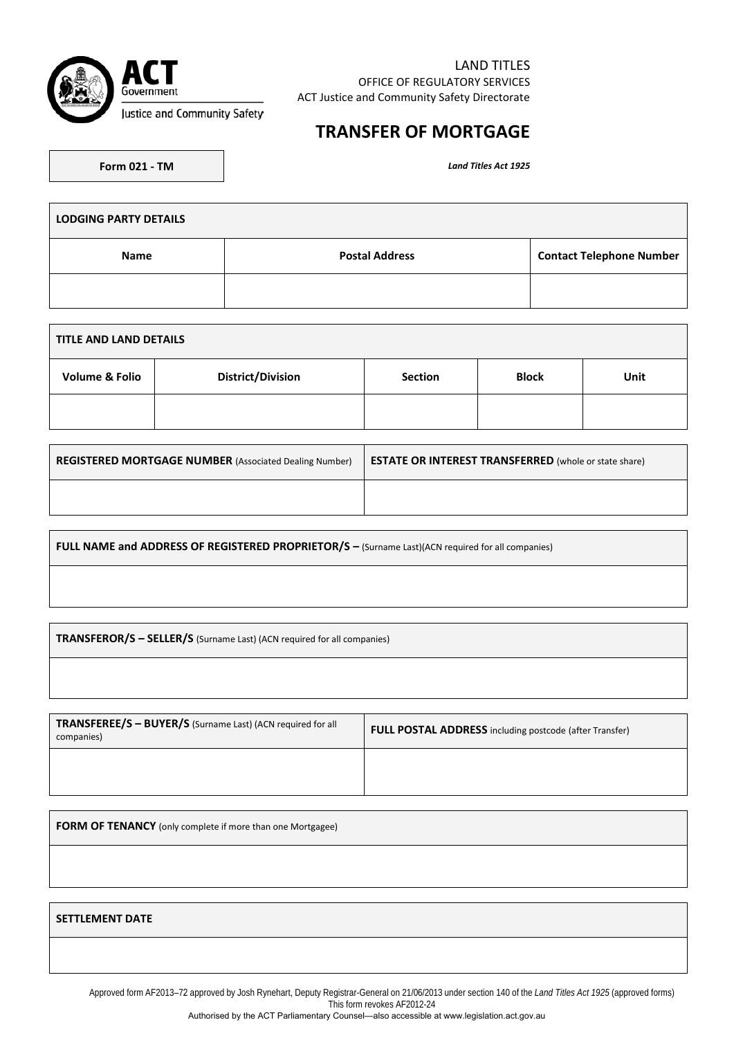LAND TITLES
OFFICE OF REGULATORY SERVICES
ACT Justice and Community Safety Directorate

# TRANSFER OF MORTGAGE

**Form 021 - TM**

***Land Titles Act 1925***

| **LODGING PARTY DETAILS** | | |
|---|---|---|
| **Name** | **Postal Address** | **Contact Telephone Number** |
| | | |

| **TITLE AND LAND DETAILS** | | | | |
|---|---|---|---|---|
| **Volume & Folio** | **District/Division** | **Section** | **Block** | **Unit** |
| | | | | |

| **REGISTERED MORTGAGE NUMBER** (Associated Dealing Number) | **ESTATE OR INTEREST TRANSFERRED** (whole or state share) |
|---|---|
| | |

| **FULL NAME and ADDRESS OF REGISTERED PROPRIETOR/S –** (Surname Last)(ACN required for all companies) |
|---|
| |

| **TRANSFEROR/S – SELLER/S** (Surname Last) (ACN required for all companies) |
|---|
| |

| **TRANSFEREE/S – BUYER/S** (Surname Last) (ACN required for all companies) | **FULL POSTAL ADDRESS** including postcode (after Transfer) |
|---|---|
| | |

| **FORM OF TENANCY** (only complete if more than one Mortgagee) |
|---|
| |

| **SETTLEMENT DATE** |
|---|
| |

Approved form AF2013–72 approved by Josh Rynehart, Deputy Registrar-General on 21/06/2013 under section 140 of the *Land Titles Act 1925* (approved forms)
This form revokes AF2012-24
Authorised by the ACT Parliamentary Counsel—also accessible at www.legislation.act.gov.au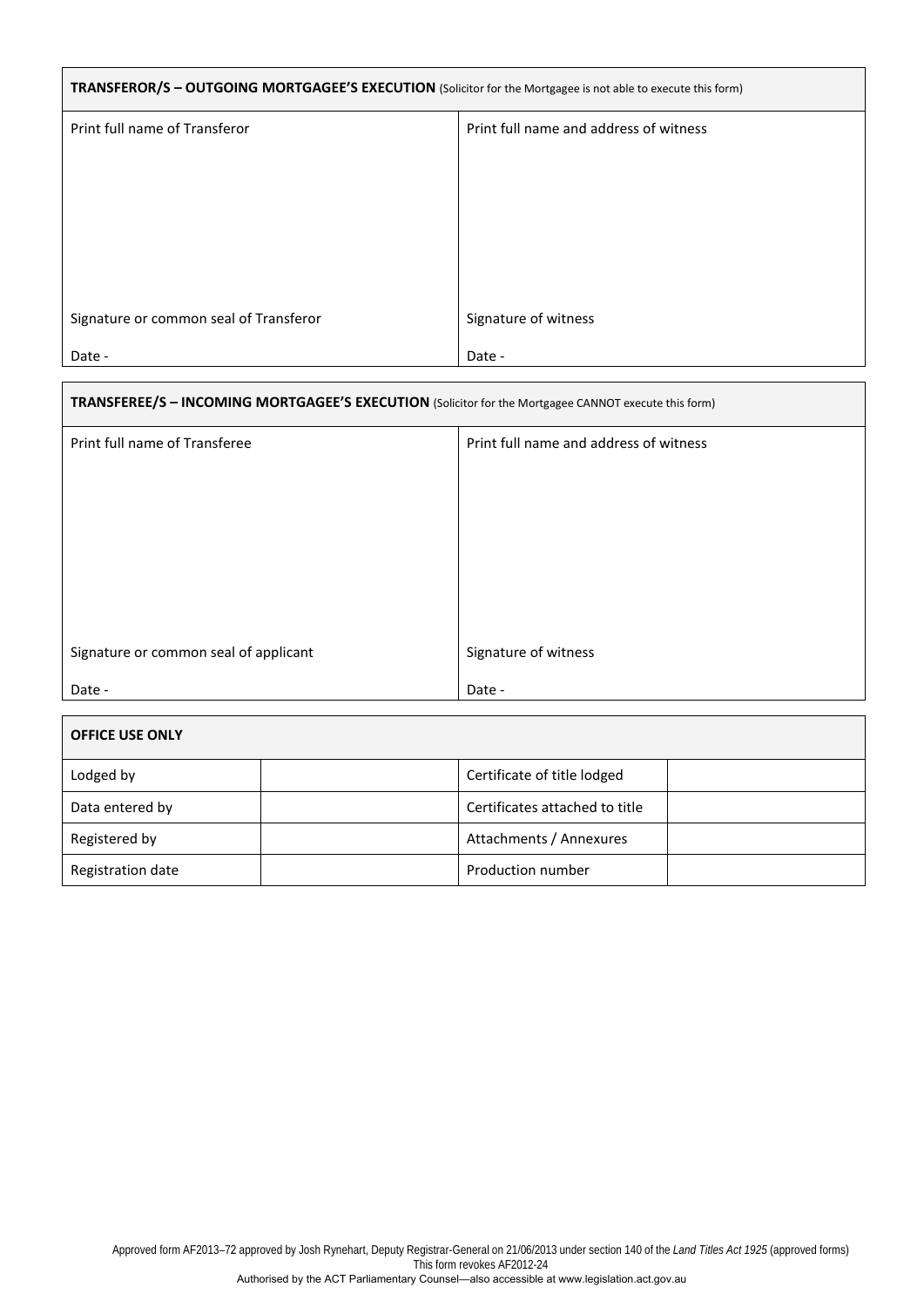| **TRANSFEROR/S – OUTGOING MORTGAGEE'S EXECUTION** (Solicitor for the Mortgagee is not able to execute this form) | |
|---|---|
| Print full name of Transferor | Print full name and address of witness |
| Signature or common seal of Transferor | Signature of witness |
| Date - | Date - |

| **TRANSFEREE/S – INCOMING MORTGAGEE'S EXECUTION** (Solicitor for the Mortgagee CANNOT execute this form) | |
|---|---|
| Print full name of Transferee | Print full name and address of witness |
| Signature or common seal of applicant | Signature of witness |
| Date - | Date - |

| **OFFICE USE ONLY** | | | |
|---|---|---|---|
| Lodged by | | Certificate of title lodged | |
| Data entered by | | Certificates attached to title | |
| Registered by | | Attachments / Annexures | |
| Registration date | | Production number | |

Approved form AF2013–72 approved by Josh Rynehart, Deputy Registrar-General on 21/06/2013 under section 140 of the *Land Titles Act 1925* (approved forms)
This form revokes AF2012-24
Authorised by the ACT Parliamentary Counsel—also accessible at www.legislation.act.gov.au